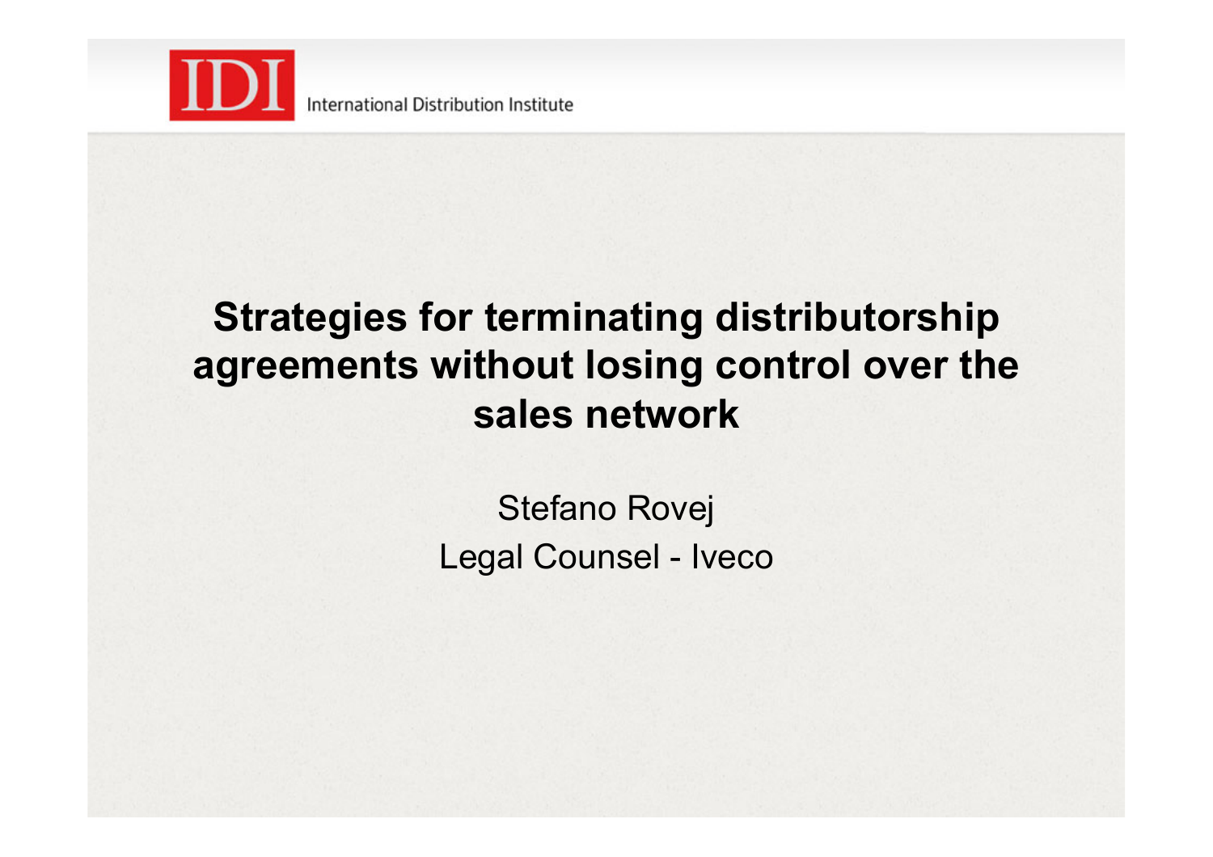IDI International Distribution Institute

# Strategies for terminating distributorship agreements without losing control over the sales network

Stefano Rovej

Legal Counsel - Iveco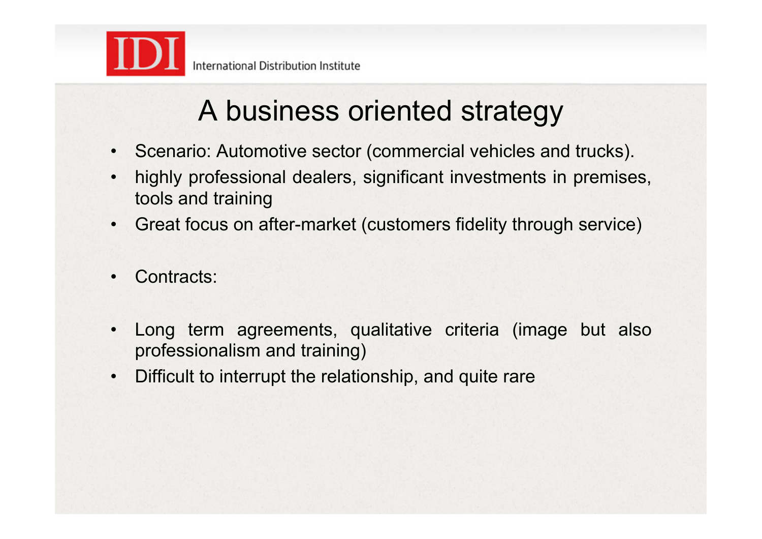# A business oriented strategy

- Scenario: Automotive sector (commercial vehicles and trucks).
- highly professional dealers, significant investments in premises, tools and training
- Great focus on after-market (customers fidelity through service)

- Contracts:

- Long term agreements, qualitative criteria (image but also professionalism and training)
- Difficult to interrupt the relationship, and quite rare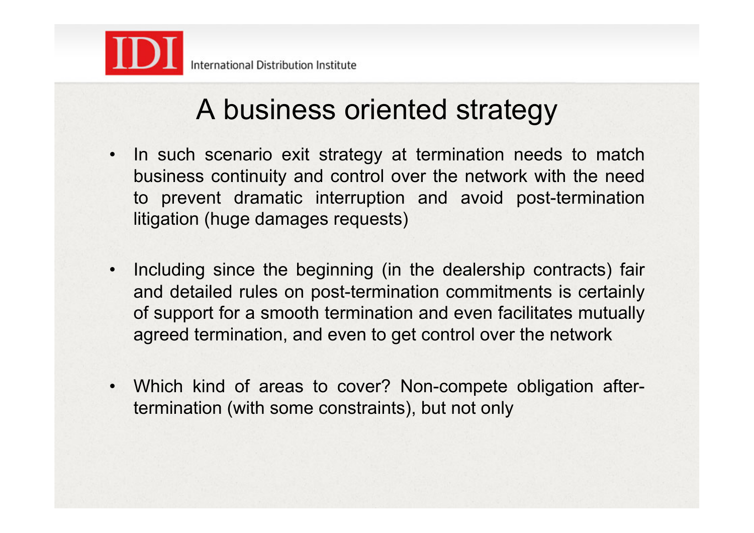# A business oriented strategy

- In such scenario exit strategy at termination needs to match business continuity and control over the network with the need to prevent dramatic interruption and avoid post-termination litigation (huge damages requests)
- Including since the beginning (in the dealership contracts) fair and detailed rules on post-termination commitments is certainly of support for a smooth termination and even facilitates mutually agreed termination, and even to get control over the network
- Which kind of areas to cover? Non-compete obligation after-termination (with some constraints), but not only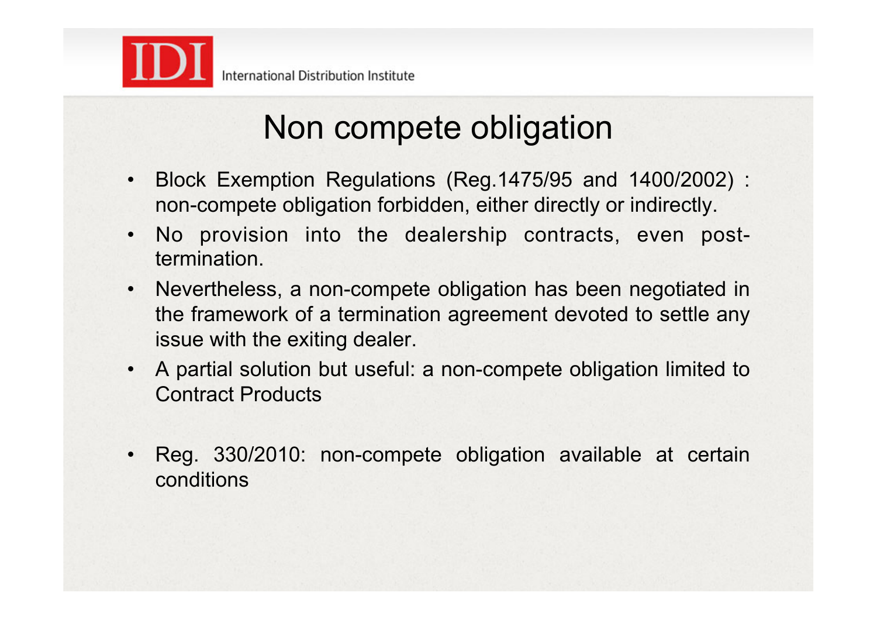# Non compete obligation

- Block Exemption Regulations (Reg.1475/95 and 1400/2002) : non-compete obligation forbidden, either directly or indirectly.
- No provision into the dealership contracts, even post-termination.
- Nevertheless, a non-compete obligation has been negotiated in the framework of a termination agreement devoted to settle any issue with the exiting dealer.
- A partial solution but useful: a non-compete obligation limited to Contract Products

- Reg. 330/2010: non-compete obligation available at certain conditions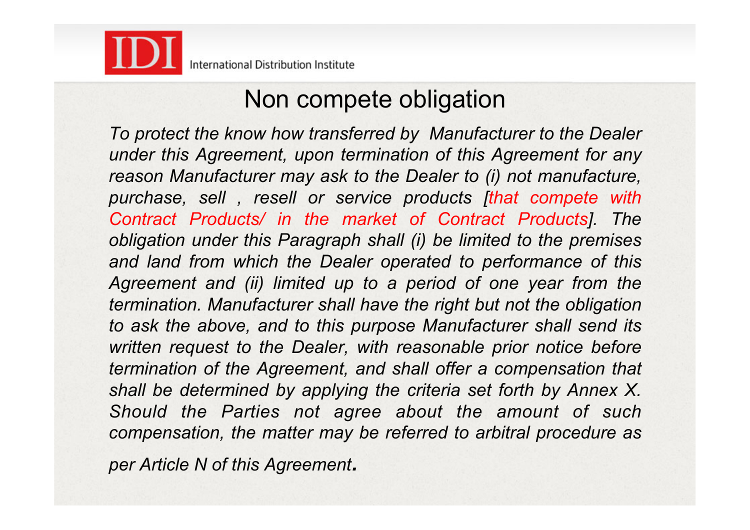# Non compete obligation

*To protect the know how transferred by Manufacturer to the Dealer under this Agreement, upon termination of this Agreement for any reason Manufacturer may ask to the Dealer to (i) not manufacture, purchase, sell , resell or service products [that compete with Contract Products/ in the market of Contract Products]. The obligation under this Paragraph shall (i) be limited to the premises and land from which the Dealer operated to performance of this Agreement and (ii) limited up to a period of one year from the termination. Manufacturer shall have the right but not the obligation to ask the above, and to this purpose Manufacturer shall send its written request to the Dealer, with reasonable prior notice before termination of the Agreement, and shall offer a compensation that shall be determined by applying the criteria set forth by Annex X. Should the Parties not agree about the amount of such compensation, the matter may be referred to arbitral procedure as per Article N of this Agreement.*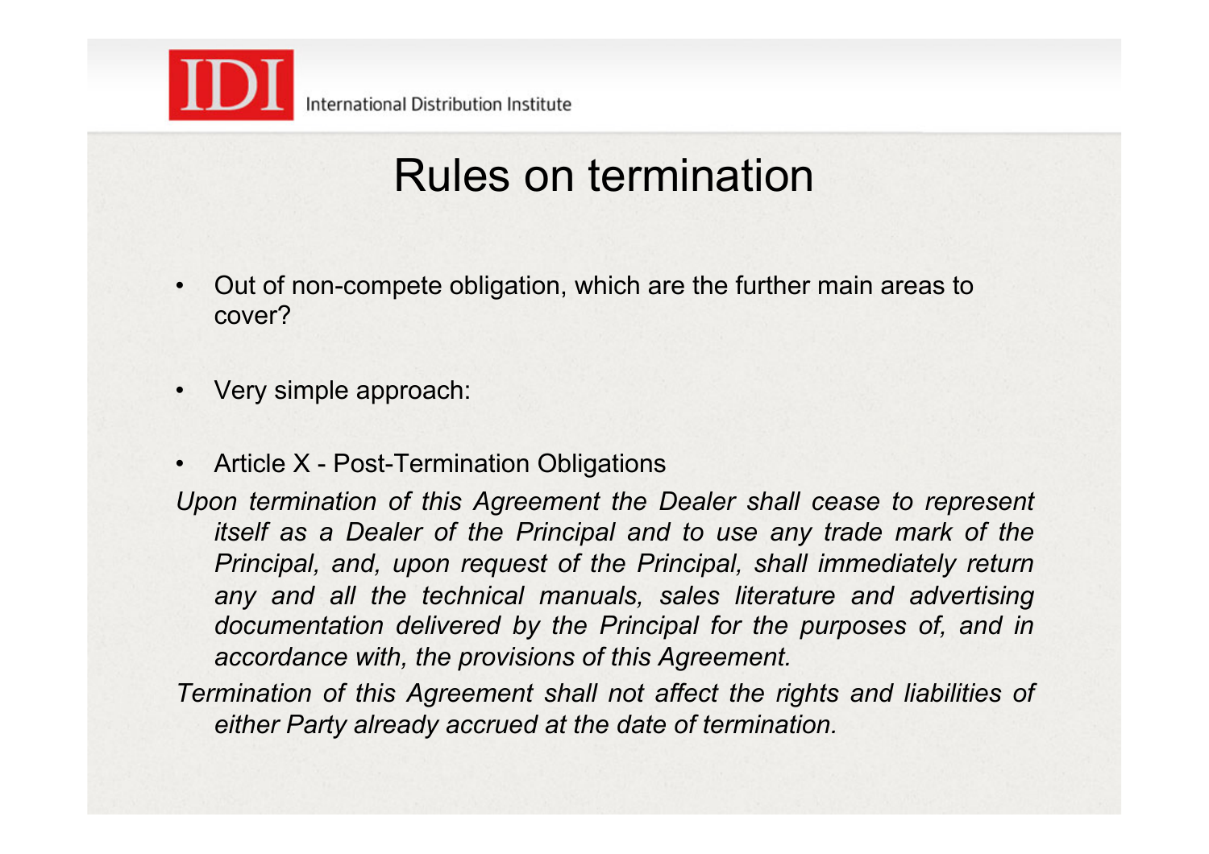# Rules on termination

- Out of non-compete obligation, which are the further main areas to cover?
- Very simple approach:
- Article X - Post-Termination Obligations

*Upon termination of this Agreement the Dealer shall cease to represent itself as a Dealer of the Principal and to use any trade mark of the Principal, and, upon request of the Principal, shall immediately return any and all the technical manuals, sales literature and advertising documentation delivered by the Principal for the purposes of, and in accordance with, the provisions of this Agreement.*

*Termination of this Agreement shall not affect the rights and liabilities of either Party already accrued at the date of termination.*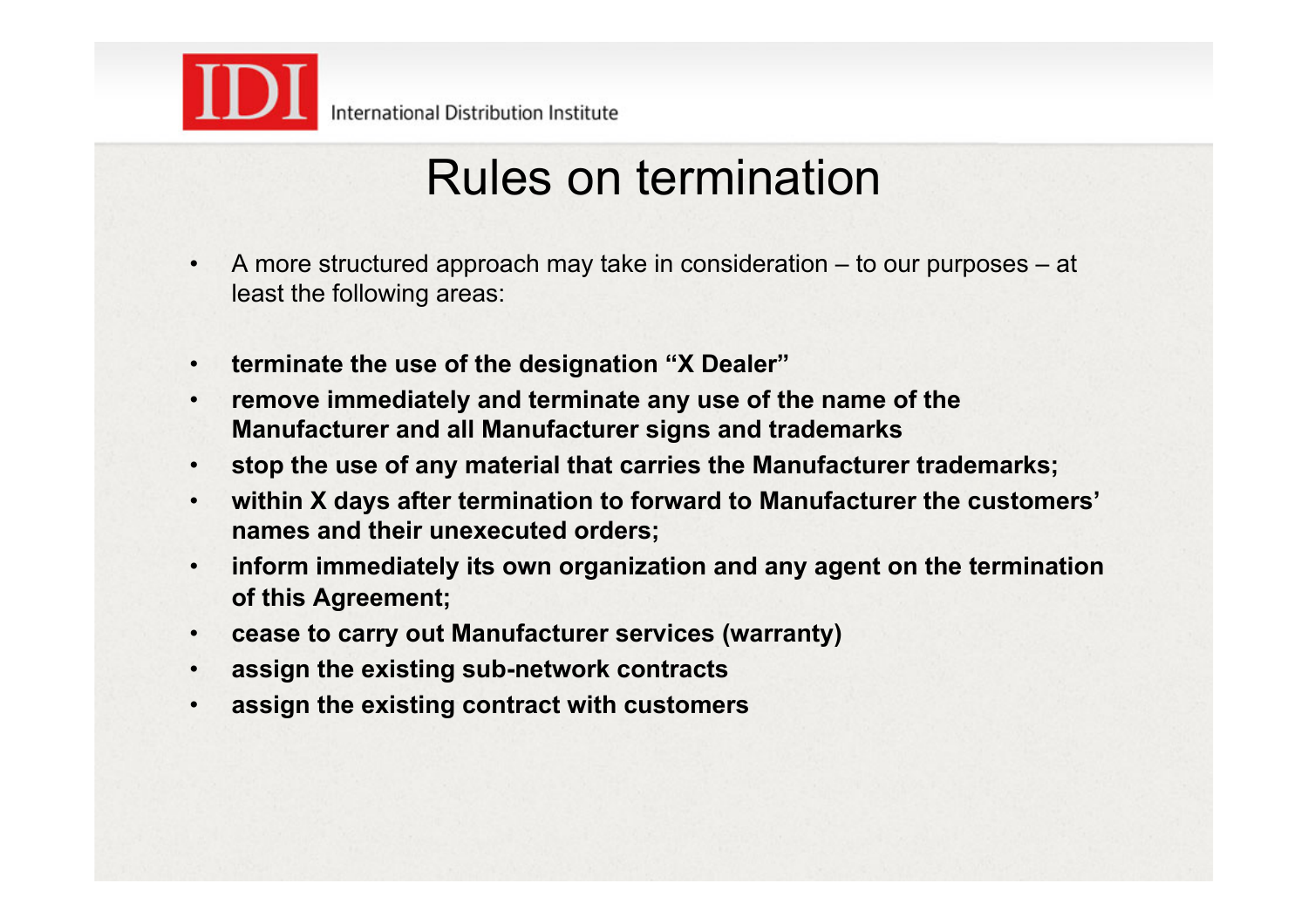# Rules on termination

- A more structured approach may take in consideration – to our purposes – at least the following areas:

- **terminate the use of the designation "X Dealer"**
- **remove immediately and terminate any use of the name of the Manufacturer and all Manufacturer signs and trademarks**
- **stop the use of any material that carries the Manufacturer trademarks;**
- **within X days after termination to forward to Manufacturer the customers' names and their unexecuted orders;**
- **inform immediately its own organization and any agent on the termination of this Agreement;**
- **cease to carry out Manufacturer services (warranty)**
- **assign the existing sub-network contracts**
- **assign the existing contract with customers**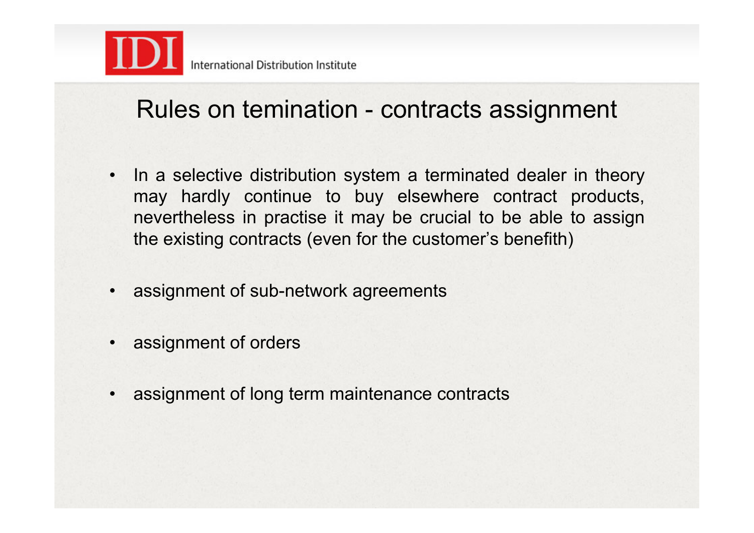# Rules on temination - contracts assignment

- In a selective distribution system a terminated dealer in theory may hardly continue to buy elsewhere contract products, nevertheless in practise it may be crucial to be able to assign the existing contracts (even for the customer's benefith)
- assignment of sub-network agreements
- assignment of orders
- assignment of long term maintenance contracts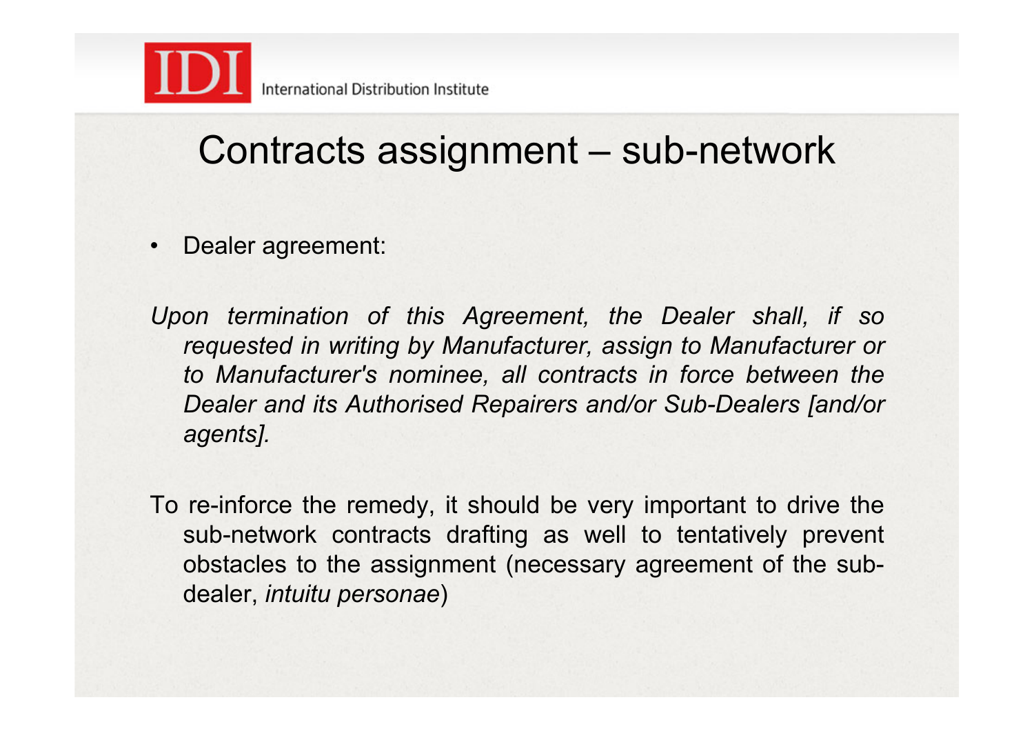# Contracts assignment – sub-network

- Dealer agreement:

*Upon termination of this Agreement, the Dealer shall, if so requested in writing by Manufacturer, assign to Manufacturer or to Manufacturer's nominee, all contracts in force between the Dealer and its Authorised Repairers and/or Sub-Dealers [and/or agents].*

To re-inforce the remedy, it should be very important to drive the sub-network contracts drafting as well to tentatively prevent obstacles to the assignment (necessary agreement of the sub-dealer, *intuitu personae*)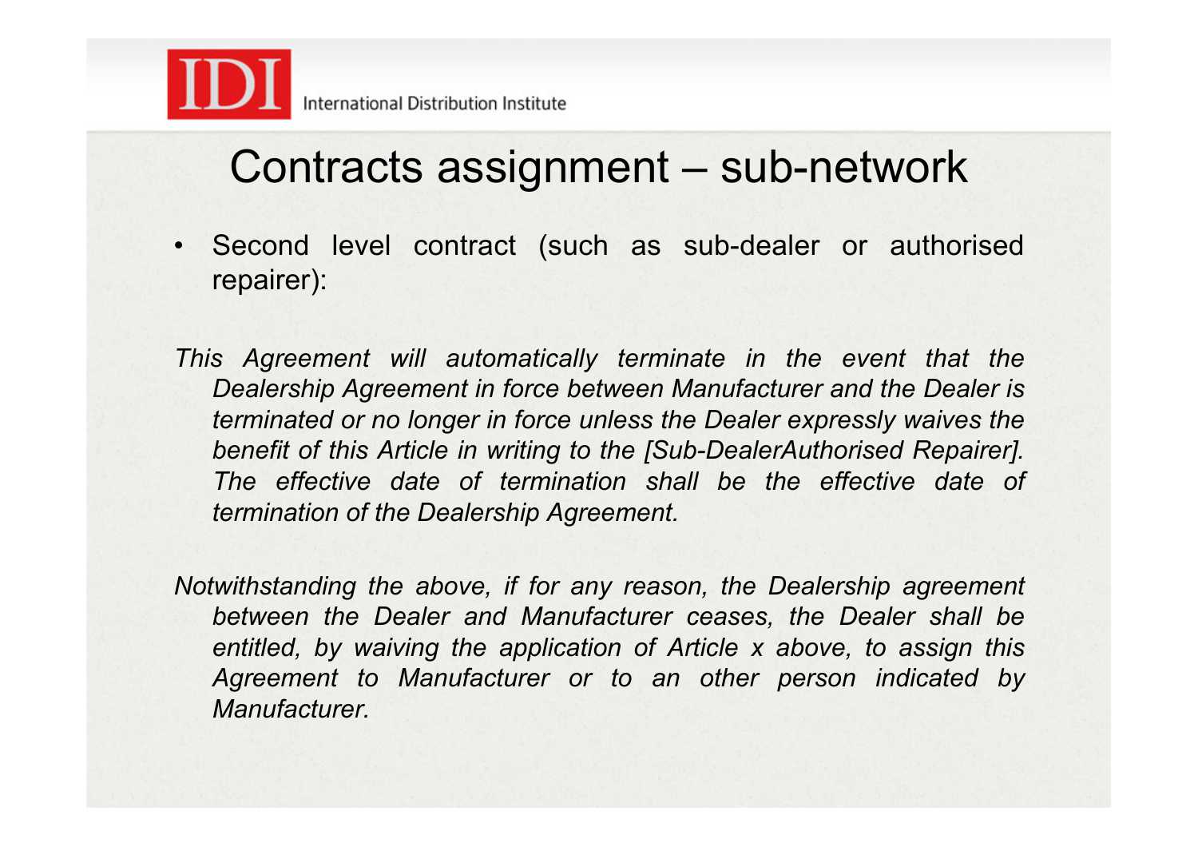# Contracts assignment – sub-network

- Second level contract (such as sub-dealer or authorised repairer):

*This Agreement will automatically terminate in the event that the Dealership Agreement in force between Manufacturer and the Dealer is terminated or no longer in force unless the Dealer expressly waives the benefit of this Article in writing to the [Sub-DealerAuthorised Repairer]. The effective date of termination shall be the effective date of termination of the Dealership Agreement.*

*Notwithstanding the above, if for any reason, the Dealership agreement between the Dealer and Manufacturer ceases, the Dealer shall be entitled, by waiving the application of Article x above, to assign this Agreement to Manufacturer or to an other person indicated by Manufacturer.*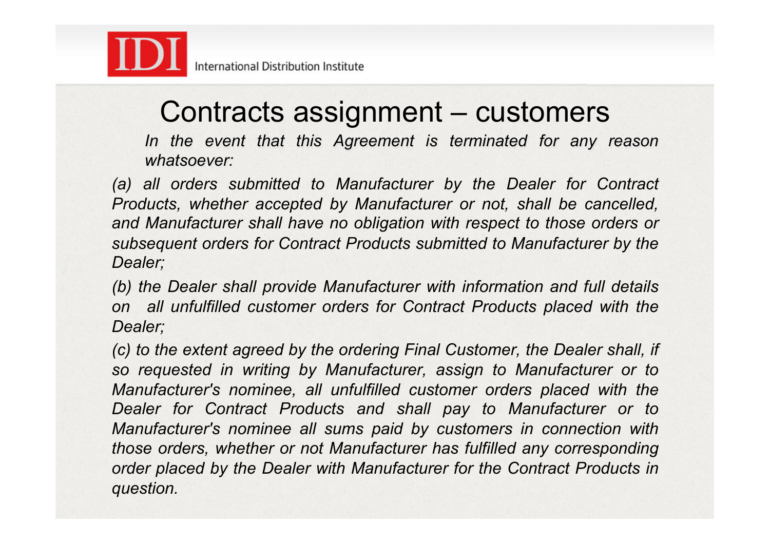# Contracts assignment – customers

*In the event that this Agreement is terminated for any reason whatsoever:*

*(a) all orders submitted to Manufacturer by the Dealer for Contract Products, whether accepted by Manufacturer or not, shall be cancelled, and Manufacturer shall have no obligation with respect to those orders or subsequent orders for Contract Products submitted to Manufacturer by the Dealer;*

*(b) the Dealer shall provide Manufacturer with information and full details on all unfulfilled customer orders for Contract Products placed with the Dealer;*

*(c) to the extent agreed by the ordering Final Customer, the Dealer shall, if so requested in writing by Manufacturer, assign to Manufacturer or to Manufacturer's nominee, all unfulfilled customer orders placed with the Dealer for Contract Products and shall pay to Manufacturer or to Manufacturer's nominee all sums paid by customers in connection with those orders, whether or not Manufacturer has fulfilled any corresponding order placed by the Dealer with Manufacturer for the Contract Products in question.*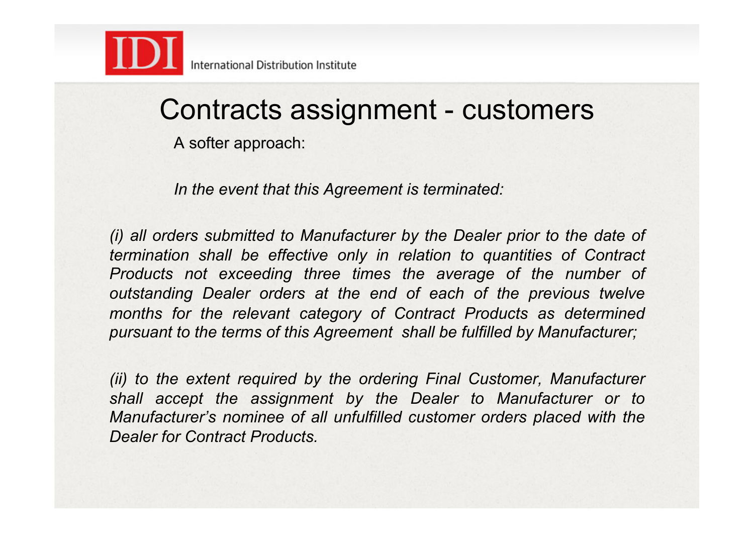# Contracts assignment - customers

A softer approach:

*In the event that this Agreement is terminated:*

*(i) all orders submitted to Manufacturer by the Dealer prior to the date of termination shall be effective only in relation to quantities of Contract Products not exceeding three times the average of the number of outstanding Dealer orders at the end of each of the previous twelve months for the relevant category of Contract Products as determined pursuant to the terms of this Agreement shall be fulfilled by Manufacturer;*

*(ii) to the extent required by the ordering Final Customer, Manufacturer shall accept the assignment by the Dealer to Manufacturer or to Manufacturer's nominee of all unfulfilled customer orders placed with the Dealer for Contract Products.*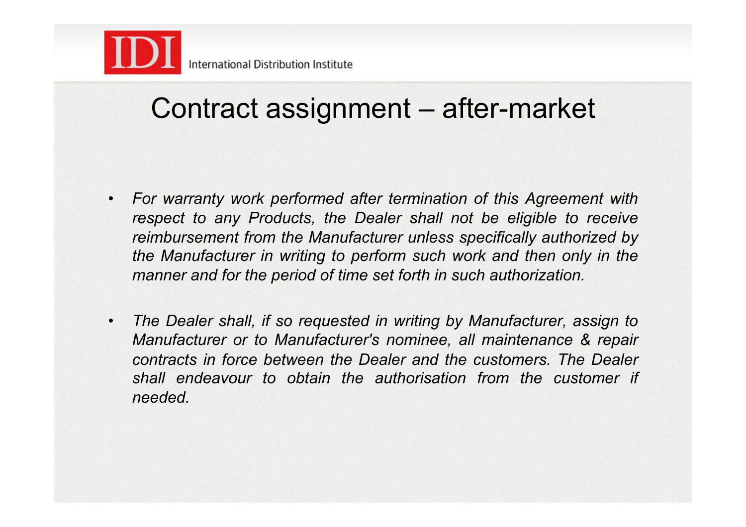# Contract assignment – after-market

- *For warranty work performed after termination of this Agreement with respect to any Products, the Dealer shall not be eligible to receive reimbursement from the Manufacturer unless specifically authorized by the Manufacturer in writing to perform such work and then only in the manner and for the period of time set forth in such authorization.*

- *The Dealer shall, if so requested in writing by Manufacturer, assign to Manufacturer or to Manufacturer's nominee, all maintenance & repair contracts in force between the Dealer and the customers. The Dealer shall endeavour to obtain the authorisation from the customer if needed.*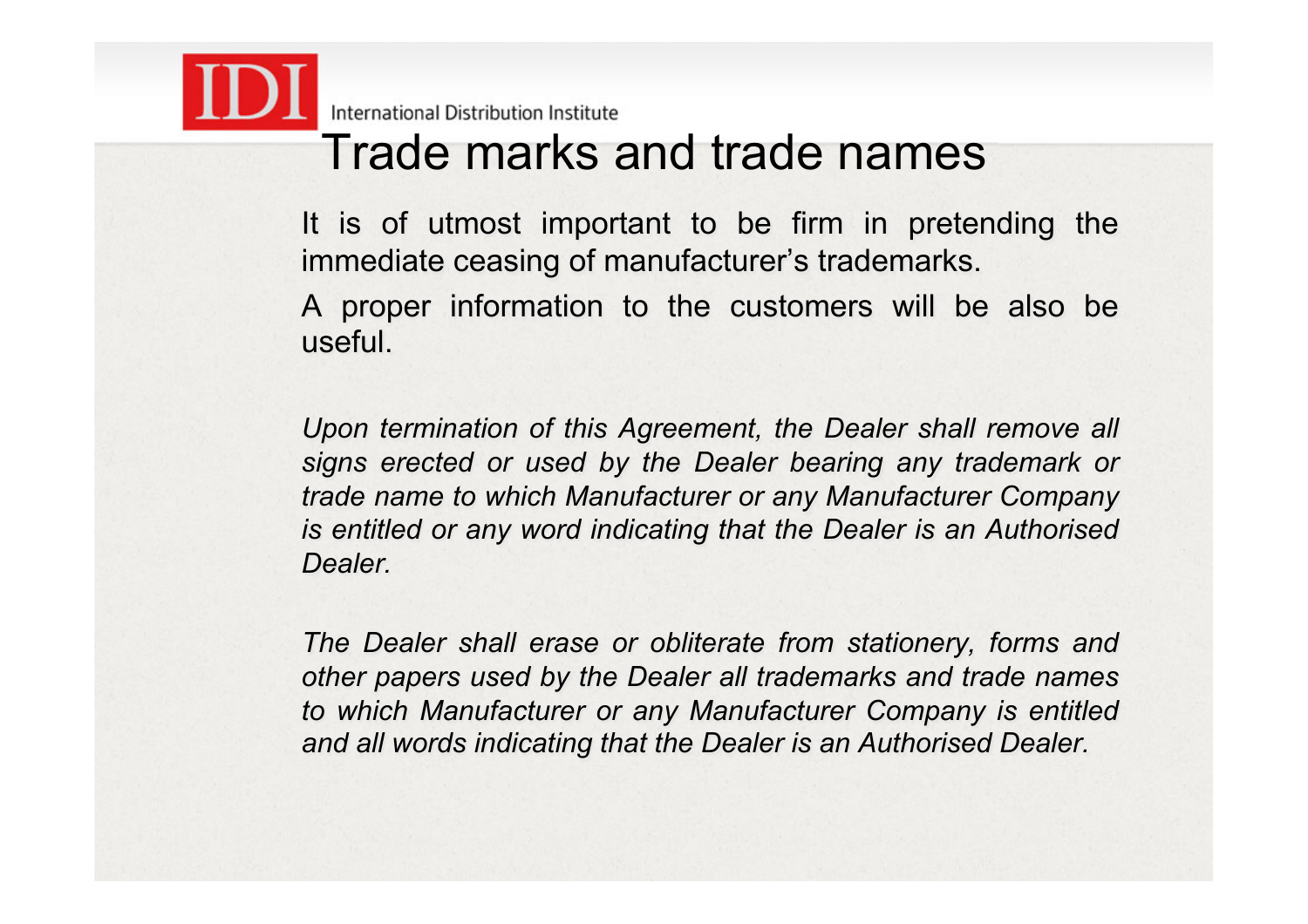# Trade marks and trade names

It is of utmost important to be firm in pretending the immediate ceasing of manufacturer's trademarks.

A proper information to the customers will be also be useful.

*Upon termination of this Agreement, the Dealer shall remove all signs erected or used by the Dealer bearing any trademark or trade name to which Manufacturer or any Manufacturer Company is entitled or any word indicating that the Dealer is an Authorised Dealer.*

*The Dealer shall erase or obliterate from stationery, forms and other papers used by the Dealer all trademarks and trade names to which Manufacturer or any Manufacturer Company is entitled and all words indicating that the Dealer is an Authorised Dealer.*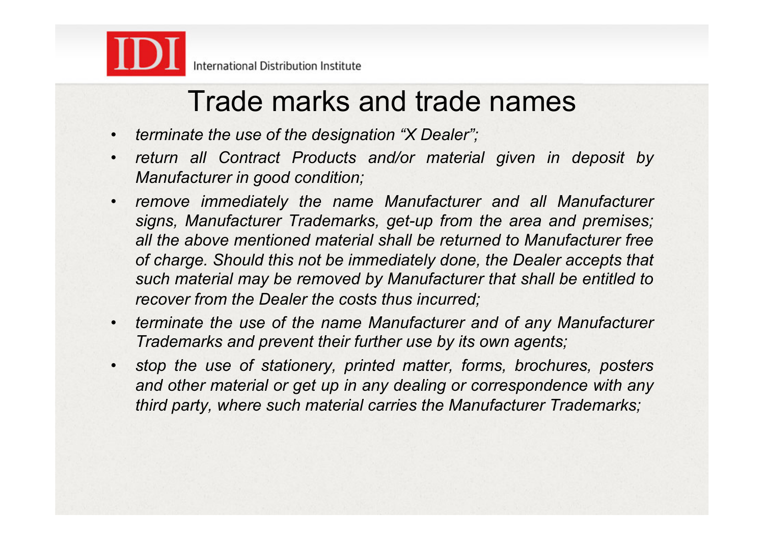# Trade marks and trade names

- *terminate the use of the designation “X Dealer”;*
- *return all Contract Products and/or material given in deposit by Manufacturer in good condition;*
- *remove immediately the name Manufacturer and all Manufacturer signs, Manufacturer Trademarks, get-up from the area and premises; all the above mentioned material shall be returned to Manufacturer free of charge. Should this not be immediately done, the Dealer accepts that such material may be removed by Manufacturer that shall be entitled to recover from the Dealer the costs thus incurred;*
- *terminate the use of the name Manufacturer and of any Manufacturer Trademarks and prevent their further use by its own agents;*
- *stop the use of stationery, printed matter, forms, brochures, posters and other material or get up in any dealing or correspondence with any third party, where such material carries the Manufacturer Trademarks;*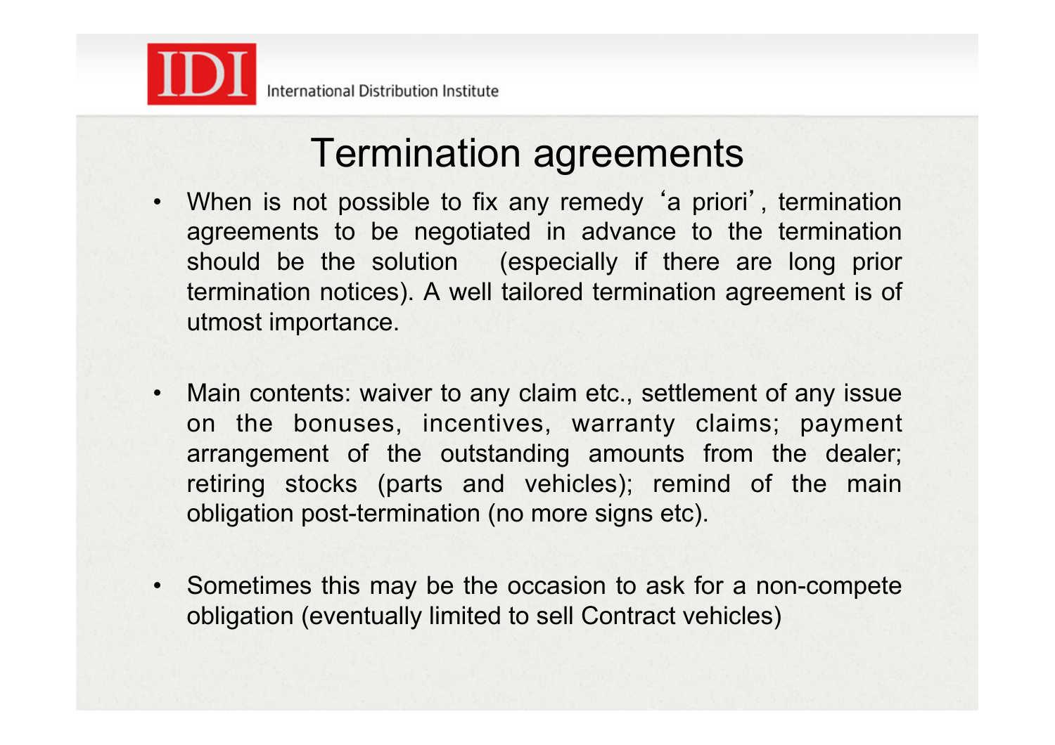# Termination agreements

- When is not possible to fix any remedy ‘a priori’, termination agreements to be negotiated in advance to the termination should be the solution (especially if there are long prior termination notices). A well tailored termination agreement is of utmost importance.

- Main contents: waiver to any claim etc., settlement of any issue on the bonuses, incentives, warranty claims; payment arrangement of the outstanding amounts from the dealer; retiring stocks (parts and vehicles); remind of the main obligation post-termination (no more signs etc).

- Sometimes this may be the occasion to ask for a non-compete obligation (eventually limited to sell Contract vehicles)